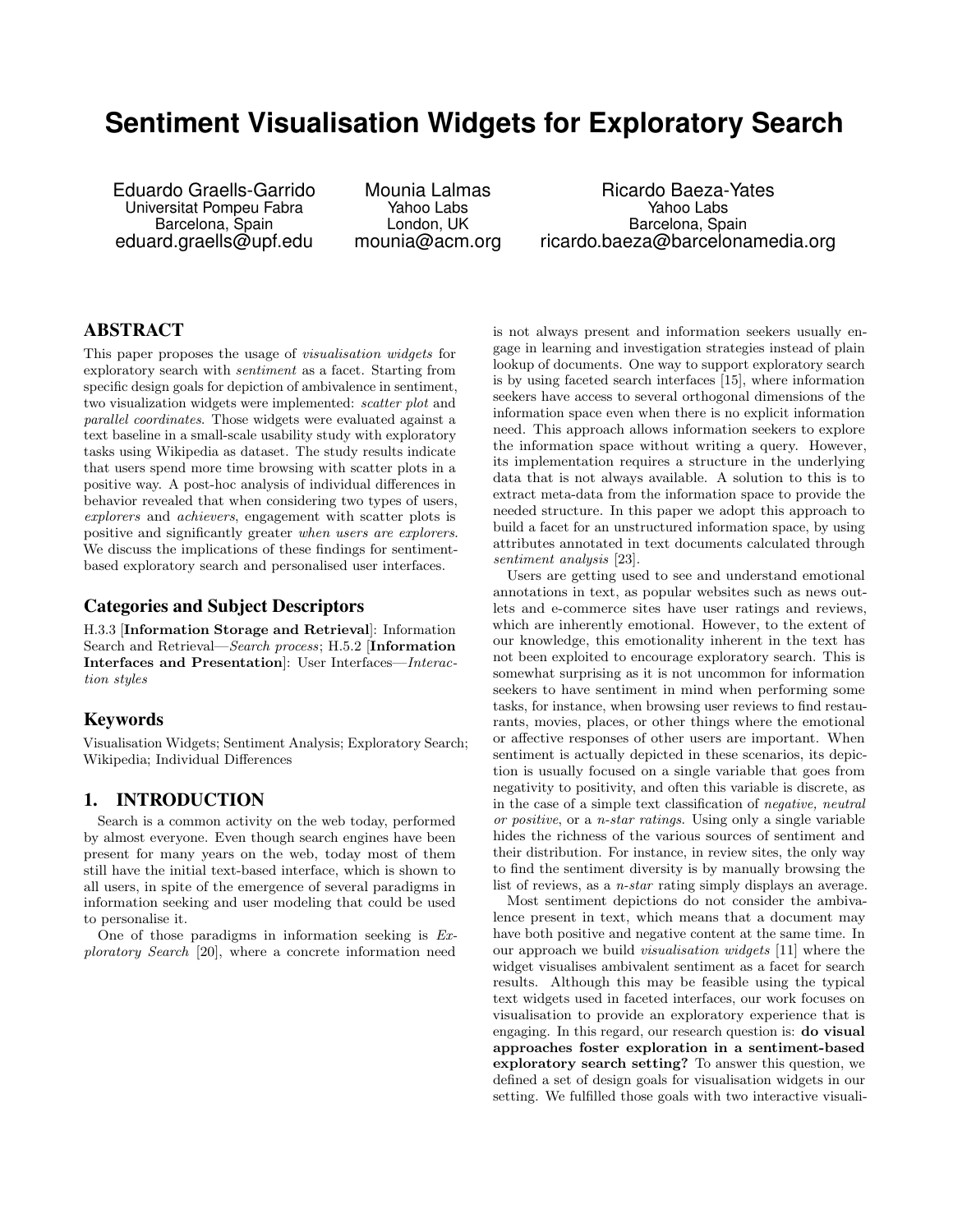# Sentiment Visualisation Widgets for Exploratory Search

Eduardo Graells-Garrido
Universitat Pompeu Fabra
Barcelona, Spain
eduard.graells@upf.edu

Mounia Lalmas
Yahoo Labs
London, UK
mounia@acm.org

Ricardo Baeza-Yates
Yahoo Labs
Barcelona, Spain
ricardo.baeza@barcelonamedia.org

## ABSTRACT

This paper proposes the usage of *visualisation widgets* for exploratory search with *sentiment* as a facet. Starting from specific design goals for depiction of ambivalence in sentiment, two visualization widgets were implemented: *scatter plot* and *parallel coordinates*. Those widgets were evaluated against a text baseline in a small-scale usability study with exploratory tasks using Wikipedia as dataset. The study results indicate that users spend more time browsing with scatter plots in a positive way. A post-hoc analysis of individual differences in behavior revealed that when considering two types of users, *explorers* and *achievers*, engagement with scatter plots is positive and significantly greater *when users are explorers*. We discuss the implications of these findings for sentiment-based exploratory search and personalised user interfaces.

## Categories and Subject Descriptors

H.3.3 [**Information Storage and Retrieval**]: Information Search and Retrieval—*Search process*; H.5.2 [**Information Interfaces and Presentation**]: User Interfaces—*Interaction styles*

## Keywords

Visualisation Widgets; Sentiment Analysis; Exploratory Search; Wikipedia; Individual Differences

## 1. INTRODUCTION

Search is a common activity on the web today, performed by almost everyone. Even though search engines have been present for many years on the web, today most of them still have the initial text-based interface, which is shown to all users, in spite of the emergence of several paradigms in information seeking and user modeling that could be used to personalise it.

One of those paradigms in information seeking is *Exploratory Search* [20], where a concrete information need is not always present and information seekers usually engage in learning and investigation strategies instead of plain lookup of documents. One way to support exploratory search is by using faceted search interfaces [15], where information seekers have access to several orthogonal dimensions of the information space even when there is no explicit information need. This approach allows information seekers to explore the information space without writing a query. However, its implementation requires a structure in the underlying data that is not always available. A solution to this is to extract meta-data from the information space to provide the needed structure. In this paper we adopt this approach to build a facet for an unstructured information space, by using attributes annotated in text documents calculated through *sentiment analysis* [23].

Users are getting used to see and understand emotional annotations in text, as popular websites such as news outlets and e-commerce sites have user ratings and reviews, which are inherently emotional. However, to the extent of our knowledge, this emotionality inherent in the text has not been exploited to encourage exploratory search. This is somewhat surprising as it is not uncommon for information seekers to have sentiment in mind when performing some tasks, for instance, when browsing user reviews to find restaurants, movies, places, or other things where the emotional or affective responses of other users are important. When sentiment is actually depicted in these scenarios, its depiction is usually focused on a single variable that goes from negativity to positivity, and often this variable is discrete, as in the case of a simple text classification of *negative, neutral or positive*, or a *n-star ratings*. Using only a single variable hides the richness of the various sources of sentiment and their distribution. For instance, in review sites, the only way to find the sentiment diversity is by manually browsing the list of reviews, as a *n-star* rating simply displays an average.

Most sentiment depictions do not consider the ambivalence present in text, which means that a document may have both positive and negative content at the same time. In our approach we build *visualisation widgets* [11] where the widget visualises ambivalent sentiment as a facet for search results. Although this may be feasible using the typical text widgets used in faceted interfaces, our work focuses on visualisation to provide an exploratory experience that is engaging. In this regard, our research question is: **do visual approaches foster exploration in a sentiment-based exploratory search setting?** To answer this question, we defined a set of design goals for visualisation widgets in our setting. We fulfilled those goals with two interactive visuali-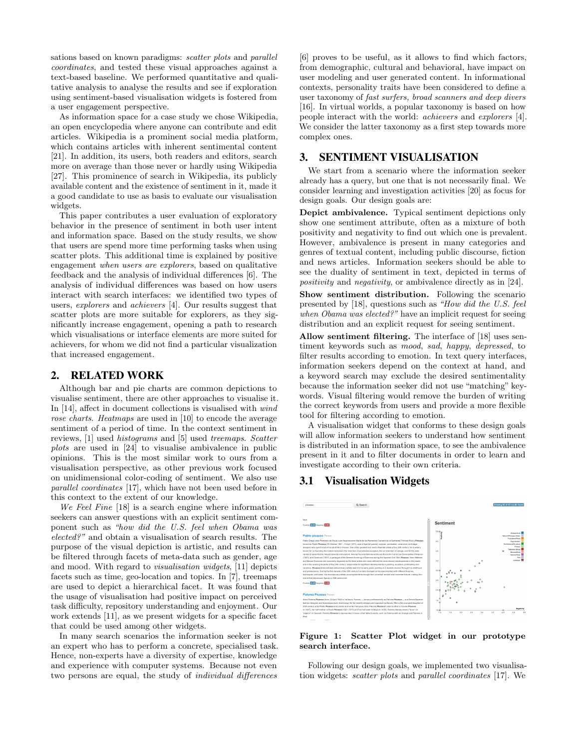sations based on known paradigms: *scatter plots* and *parallel coordinates*, and tested these visual approaches against a text-based baseline. We performed quantitative and qualitative analysis to analyse the results and see if exploration using sentiment-based visualisation widgets is fostered from a user engagement perspective.

As information space for a case study we chose Wikipedia, an open encyclopedia where anyone can contribute and edit articles. Wikipedia is a prominent social media platform, which contains articles with inherent sentimental content [21]. In addition, its users, both readers and editors, search more on average than those never or hardly using Wikipedia [27]. This prominence of search in Wikipedia, its publicly available content and the existence of sentiment in it, made it a good candidate to use as basis to evaluate our visualisation widgets.

This paper contributes a user evaluation of exploratory behavior in the presence of sentiment in both user intent and information space. Based on the study results, we show that users are spend more time performing tasks when using scatter plots. This additional time is explained by positive engagement *when users are explorers*, based on qualitative feedback and the analysis of individual differences [6]. The analysis of individual differences was based on how users interact with search interfaces: we identified two types of users, *explorers* and *achievers* [4]. Our results suggest that scatter plots are more suitable for explorers, as they significantly increase engagement, opening a path to research which visualisations or interface elements are more suited for achievers, for whom we did not find a particular visualization that increased engagement.

## 2. RELATED WORK

Although bar and pie charts are common depictions to visualise sentiment, there are other approaches to visualise it. In [14], affect in document collections is visualised with *wind rose charts*. *Heatmaps* are used in [10] to encode the average sentiment of a period of time. In the context sentiment in reviews, [1] used *histograms* and [5] used *treemaps*. *Scatter plots* are used in [24] to visualise ambivalence in public opinions. This is the most similar work to ours from a visualisation perspective, as other previous work focused on unidimensional color-coding of sentiment. We also use *parallel coordinates* [17], which have not been used before in this context to the extent of our knowledge.

*We Feel Fine* [18] is a search engine where information seekers can answer questions with an explicit sentiment component such as *"how did the U.S. feel when Obama was elected?"* and obtain a visualisation of search results. The purpose of the visual depiction is artistic, and results can be filtered through facets of meta-data such as gender, age and mood. With regard to *visualisation widgets*, [11] depicts facets such as time, geo-location and topics. In [7], treemaps are used to depict a hierarchical facet. It was found that the usage of visualisation had positive impact on perceived task difficulty, repository understanding and enjoyment. Our work extends [11], as we present widgets for a specific facet that could be used among other widgets.

In many search scenarios the information seeker is not an expert who has to perform a concrete, specialised task. Hence, non-experts have a diversity of expertise, knowledge and experience with computer systems. Because not even two persons are equal, the study of *individual differences* [6] proves to be useful, as it allows to find which factors, from demographic, cultural and behavioral, have impact on user modeling and user generated content. In informational contexts, personality traits have been considered to define a user taxonomy of *fast surfers, broad scanners and deep divers* [16]. In virtual worlds, a popular taxonomy is based on how people interact with the world: *achievers* and *explorers* [4]. We consider the latter taxonomy as a first step towards more complex ones.

## 3. SENTIMENT VISUALISATION

We start from a scenario where the information seeker already has a query, but one that is not necessarily final. We consider learning and investigation activities [20] as focus for design goals. Our design goals are:

**Depict ambivalence.** Typical sentiment depictions only show one sentiment attribute, often as a mixture of both positivity and negativity to find out which one is prevalent. However, ambivalence is present in many categories and genres of textual content, including public discourse, fiction and news articles. Information seekers should be able to see the duality of sentiment in text, depicted in terms of *positivity* and *negativity*, or ambivalence directly as in [24].

**Show sentiment distribution.** Following the scenario presented by [18], questions such as *"How did the U.S. feel when Obama was elected?"* have an implicit request for seeing distribution and an explicit request for seeing sentiment.

**Allow sentiment filtering.** The interface of [18] uses sentiment keywords such as *mood*, *sad*, *happy*, *depressed*, to filter results according to emotion. In text query interfaces, information seekers depend on the context at hand, and a keyword search may exclude the desired sentimentality because the information seeker did not use "matching" keywords. Visual filtering would remove the burden of writing the correct keywords from users and provide a more flexible tool for filtering according to emotion.

A visualisation widget that conforms to these design goals will allow information seekers to understand how sentiment is distributed in an information space, to see the ambivalence present in it and to filter documents in order to learn and investigate according to their own criteria.

### 3.1 Visualisation Widgets

**Figure 1: Scatter Plot widget in our prototype search interface.**

Following our design goals, we implemented two visualisation widgets: *scatter plots* and *parallel coordinates* [17]. We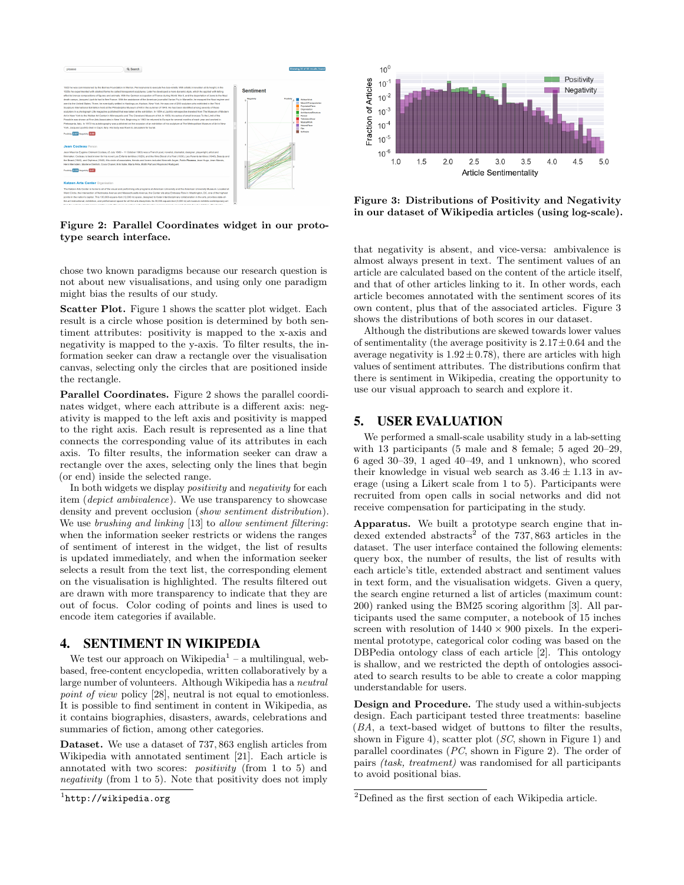Figure 2: Parallel Coordinates widget in our prototype search interface.

chose two known paradigms because our research question is not about new visualisations, and using only one paradigm might bias the results of our study.

**Scatter Plot.** Figure 1 shows the scatter plot widget. Each result is a circle whose position is determined by both sentiment attributes: positivity is mapped to the x-axis and negativity is mapped to the y-axis. To filter results, the information seeker can draw a rectangle over the visualisation canvas, selecting only the circles that are positioned inside the rectangle.

**Parallel Coordinates.** Figure 2 shows the parallel coordinates widget, where each attribute is a different axis: negativity is mapped to the left axis and positivity is mapped to the right axis. Each result is represented as a line that connects the corresponding value of its attributes in each axis. To filter results, the information seeker can draw a rectangle over the axes, selecting only the lines that begin (or end) inside the selected range.

In both widgets we display *positivity* and *negativity* for each item (*depict ambivalence*). We use transparency to showcase density and prevent occlusion (*show sentiment distribution*). We use *brushing and linking* [13] to *allow sentiment filtering*: when the information seeker restricts or widens the ranges of sentiment of interest in the widget, the list of results is updated immediately, and when the information seeker selects a result from the text list, the corresponding element on the visualisation is highlighted. The results filtered out are drawn with more transparency to indicate that they are out of focus. Color coding of points and lines is used to encode item categories if available.

## 4. SENTIMENT IN WIKIPEDIA

We test our approach on Wikipedia[1] – a multilingual, web-based, free-content encyclopedia, written collaboratively by a large number of volunteers. Although Wikipedia has a *neutral point of view* policy [28], neutral is not equal to emotionless. It is possible to find sentiment in content in Wikipedia, as it contains biographies, disasters, awards, celebrations and summaries of fiction, among other categories.

**Dataset.** We use a dataset of 737,863 english articles from Wikipedia with annotated sentiment [21]. Each article is annotated with two scores: *positivity* (from 1 to 5) and *negativity* (from 1 to 5). Note that positivity does not imply that negativity is absent, and vice-versa: ambivalence is almost always present in text. The sentiment values of an article are calculated based on the content of the article itself, and that of other articles linking to it. In other words, each article becomes annotated with the sentiment scores of its own content, plus that of the associated articles. Figure 3 shows the distributions of both scores in our dataset.

[1] http://wikipedia.org

Figure 3: Distributions of Positivity and Negativity in our dataset of Wikipedia articles (using log-scale).

Although the distributions are skewed towards lower values of sentimentality (the average positivity is $2.17 \pm 0.64$ and the average negativity is $1.92 \pm 0.78$), there are articles with high values of sentiment attributes. The distributions confirm that there is sentiment in Wikipedia, creating the opportunity to use our visual approach to search and explore it.

## 5. USER EVALUATION

We performed a small-scale usability study in a lab-setting with 13 participants (5 male and 8 female; 5 aged 20–29, 6 aged 30–39, 1 aged 40–49, and 1 unknown), who scored their knowledge in visual web search as $3.46 \pm 1.13$ in average (using a Likert scale from 1 to 5). Participants were recruited from open calls in social networks and did not receive compensation for participating in the study.

**Apparatus.** We built a prototype search engine that indexed extended abstracts[2] of the 737,863 articles in the dataset. The user interface contained the following elements: query box, the number of results, the list of results with each article's title, extended abstract and sentiment values in text form, and the visualisation widgets. Given a query, the search engine returned a list of articles (maximum count: 200) ranked using the BM25 scoring algorithm [3]. All participants used the same computer, a notebook of 15 inches screen with resolution of $1440 \times 900$ pixels. In the experimental prototype, categorical color coding was based on the DBPedia ontology class of each article [2]. This ontology is shallow, and we restricted the depth of ontologies associated to search results to be able to create a color mapping understandable for users.

**Design and Procedure.** The study used a within-subjects design. Each participant tested three treatments: baseline (*BA*, a text-based widget of buttons to filter the results, shown in Figure 4), scatter plot (*SC*, shown in Figure 1) and parallel coordinates (*PC*, shown in Figure 2). The order of pairs *(task, treatment)* was randomised for all participants to avoid positional bias.

[2] Defined as the first section of each Wikipedia article.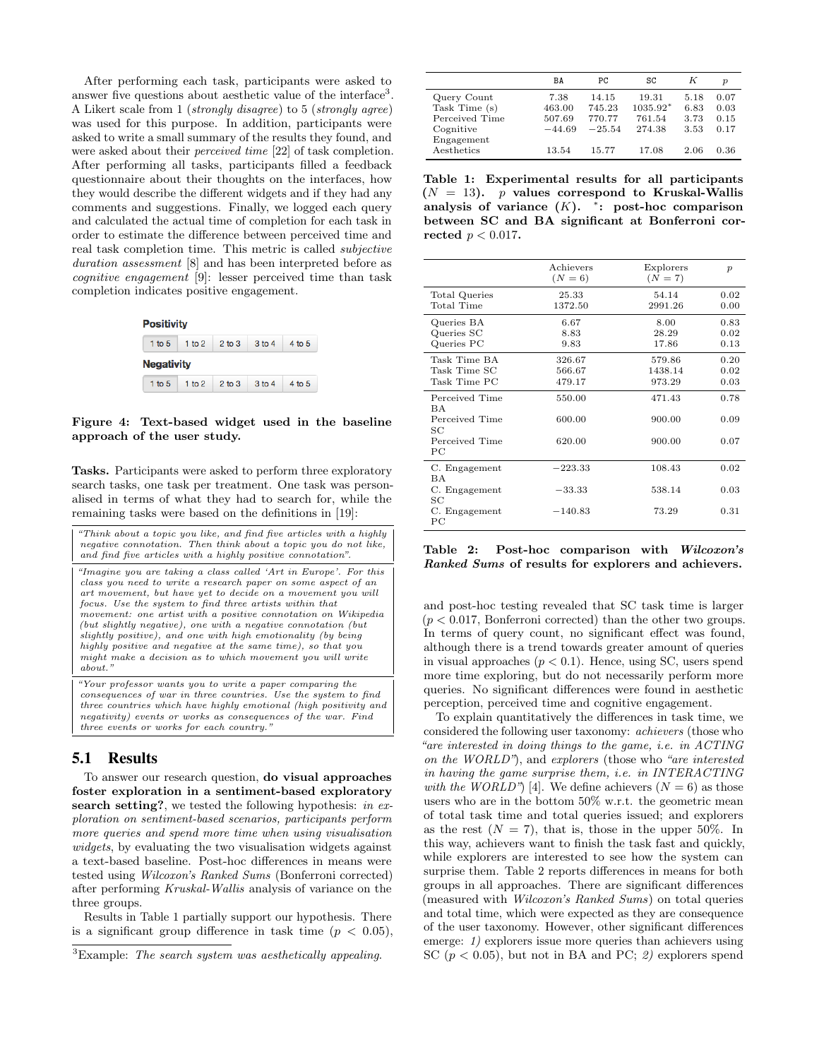After performing each task, participants were asked to answer five questions about aesthetic value of the interface[3]. A Likert scale from 1 (*strongly disagree*) to 5 (*strongly agree*) was used for this purpose. In addition, participants were asked to write a small summary of the results they found, and were asked about their *perceived time* [22] of task completion. After performing all tasks, participants filled a feedback questionnaire about their thoughts on the interfaces, how they would describe the different widgets and if they had any comments and suggestions. Finally, we logged each query and calculated the actual time of completion for each task in order to estimate the difference between perceived time and real task completion time. This metric is called *subjective duration assessment* [8] and has been interpreted before as *cognitive engagement* [9]: lesser perceived time than task completion indicates positive engagement.

**Positivity**

| 1 to 5 | 1 to 2 | 2 to 3 | 3 to 4 | 4 to 5 |
|---|---|---|---|---|

**Negativity**

| 1 to 5 | 1 to 2 | 2 to 3 | 3 to 4 | 4 to 5 |
|---|---|---|---|---|

**Figure 4: Text-based widget used in the baseline approach of the user study.**

**Tasks.** Participants were asked to perform three exploratory search tasks, one task per treatment. One task was personalised in terms of what they had to search for, while the remaining tasks were based on the definitions in [19]:

> *"Think about a topic you like, and find five articles with a highly negative connotation. Then think about a topic you do not like, and find five articles with a highly positive connotation".*

> *"Imagine you are taking a class called 'Art in Europe'. For this class you need to write a research paper on some aspect of an art movement, but have yet to decide on a movement you will focus. Use the system to find three artists within that movement: one artist with a positive connotation on Wikipedia (but slightly negative), one with a negative connotation (but slightly positive), and one with high emotionality (by being highly positive and negative at the same time), so that you might make a decision as to which movement you will write about."*

> *"Your professor wants you to write a paper comparing the consequences of war in three countries. Use the system to find three countries which have highly emotional (high positivity and negativity) events or works as consequences of the war. Find three events or works for each country."*

## 5.1 Results

To answer our research question, **do visual approaches foster exploration in a sentiment-based exploratory search setting?**, we tested the following hypothesis: *in exploration on sentiment-based scenarios, participants perform more queries and spend more time when using visualisation widgets*, by evaluating the two visualisation widgets against a text-based baseline. Post-hoc differences in means were tested using *Wilcoxon's Ranked Sums* (Bonferroni corrected) after performing *Kruskal-Wallis* analysis of variance on the three groups.

Results in Table 1 partially support our hypothesis. There is a significant group difference in task time ($p < 0.05$), and post-hoc testing revealed that SC task time is larger ($p < 0.017$, Bonferroni corrected) than the other two groups. In terms of query count, no significant effect was found, although there is a trend towards greater amount of queries in visual approaches ($p < 0.1$). Hence, using SC, users spend more time exploring, but do not necessarily perform more queries. No significant differences were found in aesthetic perception, perceived time and cognitive engagement.

|  | BA | PC | SC | $K$ | $p$ |
|---|---|---|---|---|---|
| Query Count | 7.38 | 14.15 | 19.31 | 5.18 | 0.07 |
| Task Time (s) | 463.00 | 745.23 | 1035.92* | 6.83 | 0.03 |
| Perceived Time | 507.69 | 770.77 | 761.54 | 3.73 | 0.15 |
| Cognitive Engagement | −44.69 | −25.54 | 274.38 | 3.53 | 0.17 |
| Aesthetics | 13.54 | 15.77 | 17.08 | 2.06 | 0.36 |

**Table 1: Experimental results for all participants ($N = 13$). $p$ values correspond to Kruskal-Wallis analysis of variance ($K$). \*: post-hoc comparison between SC and BA significant at Bonferroni corrected $p < 0.017$.**

|  | Achievers ($N = 6$) | Explorers ($N = 7$) | $p$ |
|---|---|---|---|
| Total Queries | 25.33 | 54.14 | 0.02 |
| Total Time | 1372.50 | 2991.26 | 0.00 |
| Queries BA | 6.67 | 8.00 | 0.83 |
| Queries SC | 8.83 | 28.29 | 0.02 |
| Queries PC | 9.83 | 17.86 | 0.13 |
| Task Time BA | 326.67 | 579.86 | 0.20 |
| Task Time SC | 566.67 | 1438.14 | 0.02 |
| Task Time PC | 479.17 | 973.29 | 0.03 |
| Perceived Time BA | 550.00 | 471.43 | 0.78 |
| Perceived Time SC | 600.00 | 900.00 | 0.09 |
| Perceived Time PC | 620.00 | 900.00 | 0.07 |
| C. Engagement BA | −223.33 | 108.43 | 0.02 |
| C. Engagement SC | −33.33 | 538.14 | 0.03 |
| C. Engagement PC | −140.83 | 73.29 | 0.31 |

**Table 2: Post-hoc comparison with *Wilcoxon's Ranked Sums* of results for explorers and achievers.**

To explain quantitatively the differences in task time, we considered the following user taxonomy: *achievers* (those who *"are interested in doing things to the game, i.e. in ACTING on the WORLD"*), and *explorers* (those who *"are interested in having the game surprise them, i.e. in INTERACTING with the WORLD"*) [4]. We define achievers ($N = 6$) as those users who are in the bottom 50% w.r.t. the geometric mean of total task time and total queries issued; and explorers as the rest ($N = 7$), that is, those in the upper 50%. In this way, achievers want to finish the task fast and quickly, while explorers are interested to see how the system can surprise them. Table 2 reports differences in means for both groups in all approaches. There are significant differences (measured with *Wilcoxon's Ranked Sums*) on total queries and total time, which were expected as they are consequence of the user taxonomy. However, other significant differences emerge: *1)* explorers issue more queries than achievers using SC ($p < 0.05$), but not in BA and PC; *2)* explorers spend

[3] Example: *The search system was aesthetically appealing.*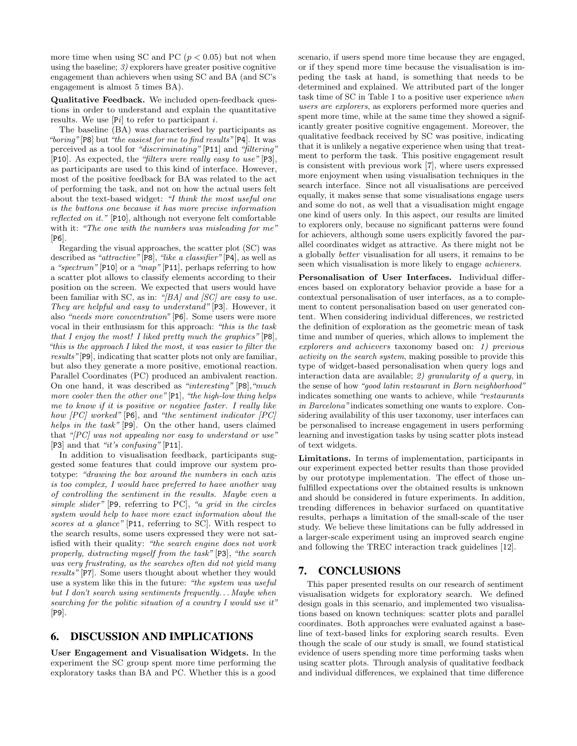more time when using SC and PC ($p < 0.05$) but not when using the baseline; *3)* explorers have greater positive cognitive engagement than achievers when using SC and BA (and SC's engagement is almost 5 times BA).

**Qualitative Feedback.** We included open-feedback questions in order to understand and explain the quantitative results. We use [P$i$] to refer to participant $i$.

The baseline (BA) was characterised by participants as *"boring"* [P8] but *"the easiest for me to find results"* [P4]. It was perceived as a tool for *"discriminating"* [P11] and *"filtering"* [P10]. As expected, the *"filters were really easy to use"* [P3], as participants are used to this kind of interface. However, most of the positive feedback for BA was related to the act of performing the task, and not on how the actual users felt about the text-based widget: *"I think the most useful one is the buttons one because it has more precise information reflected on it."* [P10], although not everyone felt comfortable with it: *"The one with the numbers was misleading for me"* [P6].

Regarding the visual approaches, the scatter plot (SC) was described as *"attractive"* [P8], *"like a classifier"* [P4], as well as a *"spectrum"* [P10] or a *"map"* [P11], perhaps referring to how a scatter plot allows to classify elements according to their position on the screen. We expected that users would have been familiar with SC, as in: *"[BA] and [SC] are easy to use. They are helpful and easy to understand"* [P3]. However, it also *"needs more concentration"* [P6]. Some users were more vocal in their enthusiasm for this approach: *"this is the task that I enjoy the most! I liked pretty much the graphics"* [P8], *"this is the approach I liked the most, it was easier to filter the results"* [P9], indicating that scatter plots not only are familiar, but also they generate a more positive, emotional reaction. Parallel Coordinates (PC) produced an ambivalent reaction. On one hand, it was described as *"interesting"* [P8], *"much more cooler then the other one"* [P1], *"the high-low thing helps me to know if it is positive or negative faster. I really like how [PC] worked"* [P6], and *"the sentiment indicator [PC] helps in the task"* [P9]. On the other hand, users claimed that *"[PC] was not appealing nor easy to understand or use"* [P3] and that *"it's confusing"* [P11].

In addition to visualisation feedback, participants suggested some features that could improve our system prototype: *"drawing the box around the numbers in each axis is too complex, I would have preferred to have another way of controlling the sentiment in the results. Maybe even a simple slider"* [P9, referring to PC], *"a grid in the circles system would help to have more exact information about the scores at a glance"* [P11, referring to SC]. With respect to the search results, some users expressed they were not satisfied with their quality: *"the search engine does not work properly, distracting myself from the task"* [P3], *"the search was very frustrating, as the searches often did not yield many results"* [P7]. Some users thought about whether they would use a system like this in the future: *"the system was useful but I don't search using sentiments frequently... Maybe when searching for the politic situation of a country I would use it"* [P9].

## 6. DISCUSSION AND IMPLICATIONS

**User Engagement and Visualisation Widgets.** In the experiment the SC group spent more time performing the exploratory tasks than BA and PC. Whether this is a good scenario, if users spend more time because they are engaged, or if they spend more time because the visualisation is impeding the task at hand, is something that needs to be determined and explained. We attributed part of the longer task time of SC in Table 1 to a positive user experience *when users are explorers*, as explorers performed more queries and spent more time, while at the same time they showed a significantly greater positive cognitive engagement. Moreover, the qualitative feedback received by SC was positive, indicating that it is unlikely a negative experience when using that treatment to perform the task. This positive engagement result is consistent with previous work [7], where users expressed more enjoyment when using visualisation techniques in the search interface. Since not all visualisations are perceived equally, it makes sense that some visualisations engage users and some do not, as well that a visualisation might engage one kind of users only. In this aspect, our results are limited to explorers only, because no significant patterns were found for achievers, although some users explicitly favored the parallel coordinates widget as attractive. As there might not be a globally *better* visualisation for all users, it remains to be seen which visualisation is more likely to engage *achievers*.

**Personalisation of User Interfaces.** Individual differences based on exploratory behavior provide a base for a contextual personalisation of user interfaces, as a to complement to content personalisation based on user generated content. When considering individual differences, we restricted the definition of exploration as the geometric mean of task time and number of queries, which allows to implement the *explorers and achievers* taxonomy based on: *1) previous activity on the search system*, making possible to provide this type of widget-based personalisation when query logs and interaction data are available; *2) granularity of a query*, in the sense of how *"good latin restaurant in Born neighborhood"* indicates something one wants to achieve, while *"restaurants in Barcelona"* indicates something one wants to explore. Considering availability of this user taxonomy, user interfaces can be personalised to increase engagement in users performing learning and investigation tasks by using scatter plots instead of text widgets.

**Limitations.** In terms of implementation, participants in our experiment expected better results than those provided by our prototype implementation. The effect of those unfulfilled expectations over the obtained results is unknown and should be considered in future experiments. In addition, trending differences in behavior surfaced on quantitative results, perhaps a limitation of the small-scale of the user study. We believe these limitations can be fully addressed in a larger-scale experiment using an improved search engine and following the TREC interaction track guidelines [12].

## 7. CONCLUSIONS

This paper presented results on our research of sentiment visualisation widgets for exploratory search. We defined design goals in this scenario, and implemented two visualisations based on known techniques: scatter plots and parallel coordinates. Both approaches were evaluated against a baseline of text-based links for exploring search results. Even though the scale of our study is small, we found statistical evidence of users spending more time performing tasks when using scatter plots. Through analysis of qualitative feedback and individual differences, we explained that time difference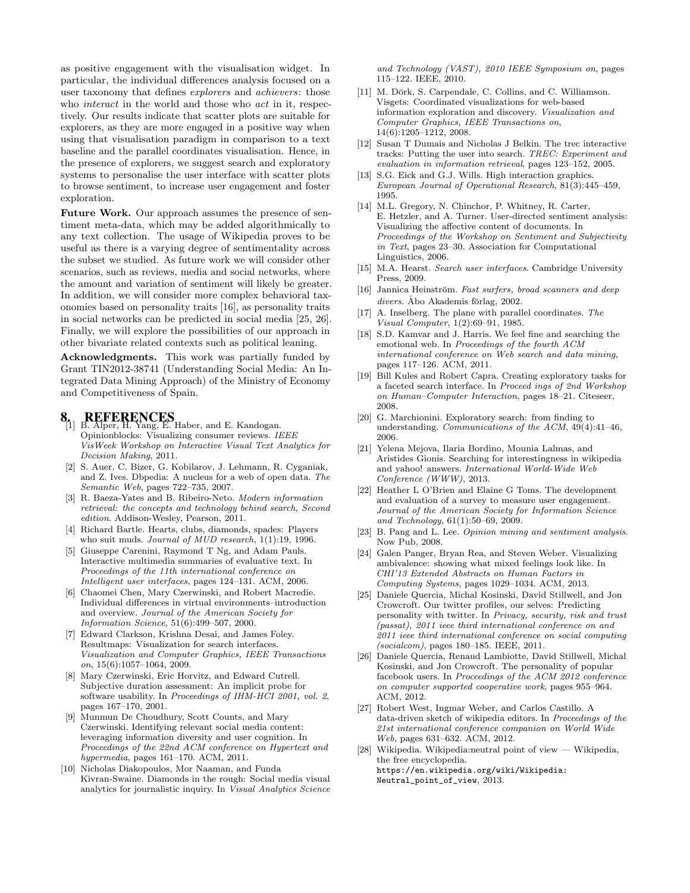as positive engagement with the visualisation widget. In particular, the individual differences analysis focused on a user taxonomy that defines *explorers* and *achievers*: those who *interact* in the world and those who *act* in it, respectively. Our results indicate that scatter plots are suitable for explorers, as they are more engaged in a positive way when using that visualisation paradigm in comparison to a text baseline and the parallel coordinates visualisation. Hence, in the presence of explorers, we suggest search and exploratory systems to personalise the user interface with scatter plots to browse sentiment, to increase user engagement and foster exploration.

**Future Work.** Our approach assumes the presence of sentiment meta-data, which may be added algorithmically to any text collection. The usage of Wikipedia proves to be useful as there is a varying degree of sentimentality across the subset we studied. As future work we will consider other scenarios, such as reviews, media and social networks, where the amount and variation of sentiment will likely be greater. In addition, we will consider more complex behavioral taxonomies based on personality traits [16], as personality traits in social networks can be predicted in social media [25, 26]. Finally, we will explore the possibilities of our approach in other bivariate related contexts such as political leaning.

**Acknowledgments.** This work was partially funded by Grant TIN2012-38741 (Understanding Social Media: An Integrated Data Mining Approach) of the Ministry of Economy and Competitiveness of Spain.

# 8. REFERENCES

[1] B. Alper, H. Yang, E. Haber, and E. Kandogan. Opinionblocks: Visualizing consumer reviews. *IEEE VisWeek Workshop on Interactive Visual Text Analytics for Decision Making*, 2011.

[2] S. Auer, C. Bizer, G. Kobilarov, J. Lehmann, R. Cyganiak, and Z. Ives. Dbpedia: A nucleus for a web of open data. *The Semantic Web*, pages 722–735, 2007.

[3] R. Baeza-Yates and B. Ribeiro-Neto. *Modern information retrieval: the concepts and technology behind search, Second edition*. Addison-Wesley, Pearson, 2011.

[4] Richard Bartle. Hearts, clubs, diamonds, spades: Players who suit muds. *Journal of MUD research*, 1(1):19, 1996.

[5] Giuseppe Carenini, Raymond T Ng, and Adam Pauls. Interactive multimedia summaries of evaluative text. In *Proceedings of the 11th international conference on Intelligent user interfaces*, pages 124–131. ACM, 2006.

[6] Chaomei Chen, Mary Czerwinski, and Robert Macredie. Individual differences in virtual environments–introduction and overview. *Journal of the American Society for Information Science*, 51(6):499–507, 2000.

[7] Edward Clarkson, Krishna Desai, and James Foley. Resultmaps: Visualization for search interfaces. *Visualization and Computer Graphics, IEEE Transactions on*, 15(6):1057–1064, 2009.

[8] Mary Czerwinski, Eric Horvitz, and Edward Cutrell. Subjective duration assessment: An implicit probe for software usability. In *Proceedings of IHM-HCI 2001, vol. 2*, pages 167–170, 2001.

[9] Munmun De Choudhury, Scott Counts, and Mary Czerwinski. Identifying relevant social media content: leveraging information diversity and user cognition. In *Proceedings of the 22nd ACM conference on Hypertext and hypermedia*, pages 161–170. ACM, 2011.

[10] Nicholas Diakopoulos, Mor Naaman, and Funda Kivran-Swaine. Diamonds in the rough: Social media visual analytics for journalistic inquiry. In *Visual Analytics Science and Technology (VAST), 2010 IEEE Symposium on*, pages 115–122. IEEE, 2010.

[11] M. Dörk, S. Carpendale, C. Collins, and C. Williamson. Visgets: Coordinated visualizations for web-based information exploration and discovery. *Visualization and Computer Graphics, IEEE Transactions on*, 14(6):1205–1212, 2008.

[12] Susan T Dumais and Nicholas J Belkin. The trec interactive tracks: Putting the user into search. *TREC: Experiment and evaluation in information retrieval*, pages 123–152, 2005.

[13] S.G. Eick and G.J. Wills. High interaction graphics. *European Journal of Operational Research*, 81(3):445–459, 1995.

[14] M.L. Gregory, N. Chinchor, P. Whitney, R. Carter, E. Hetzler, and A. Turner. User-directed sentiment analysis: Visualizing the affective content of documents. In *Proceedings of the Workshop on Sentiment and Subjectivity in Text*, pages 23–30. Association for Computational Linguistics, 2006.

[15] M.A. Hearst. *Search user interfaces*. Cambridge University Press, 2009.

[16] Jannica Heinström. *Fast surfers, broad scanners and deep divers*. Åbo Akademis förlag, 2002.

[17] A. Inselberg. The plane with parallel coordinates. *The Visual Computer*, 1(2):69–91, 1985.

[18] S.D. Kamvar and J. Harris. We feel fine and searching the emotional web. In *Proceedings of the fourth ACM international conference on Web search and data mining*, pages 117–126. ACM, 2011.

[19] Bill Kules and Robert Capra. Creating exploratory tasks for a faceted search interface. In *Proceed ings of 2nd Workshop on Human–Computer Interaction*, pages 18–21. Citeseer, 2008.

[20] G. Marchionini. Exploratory search: from finding to understanding. *Communications of the ACM*, 49(4):41–46, 2006.

[21] Yelena Mejova, Ilaria Bordino, Mounia Lalmas, and Aristides Gionis. Searching for interestingness in wikipedia and yahoo! answers. *International World-Wide Web Conference (WWW)*, 2013.

[22] Heather L O'Brien and Elaine G Toms. The development and evaluation of a survey to measure user engagement. *Journal of the American Society for Information Science and Technology*, 61(1):50–69, 2009.

[23] B. Pang and L. Lee. *Opinion mining and sentiment analysis*. Now Pub, 2008.

[24] Galen Panger, Bryan Rea, and Steven Weber. Visualizing ambivalence: showing what mixed feelings look like. In *CHI'13 Extended Abstracts on Human Factors in Computing Systems*, pages 1029–1034. ACM, 2013.

[25] Daniele Quercia, Michal Kosinski, David Stillwell, and Jon Crowcroft. Our twitter profiles, our selves: Predicting personality with twitter. In *Privacy, security, risk and trust (passat), 2011 ieee third international conference on and 2011 ieee third international conference on social computing (socialcom)*, pages 180–185. IEEE, 2011.

[26] Daniele Quercia, Renaud Lambiotte, David Stillwell, Michal Kosinski, and Jon Crowcroft. The personality of popular facebook users. In *Proceedings of the ACM 2012 conference on computer supported cooperative work*, pages 955–964. ACM, 2012.

[27] Robert West, Ingmar Weber, and Carlos Castillo. A data-driven sketch of wikipedia editors. In *Proceedings of the 21st international conference companion on World Wide Web*, pages 631–632. ACM, 2012.

[28] Wikipedia. Wikipedia:neutral point of view — Wikipedia, the free encyclopedia. `https://en.wikipedia.org/wiki/Wikipedia:Neutral_point_of_view`, 2013.